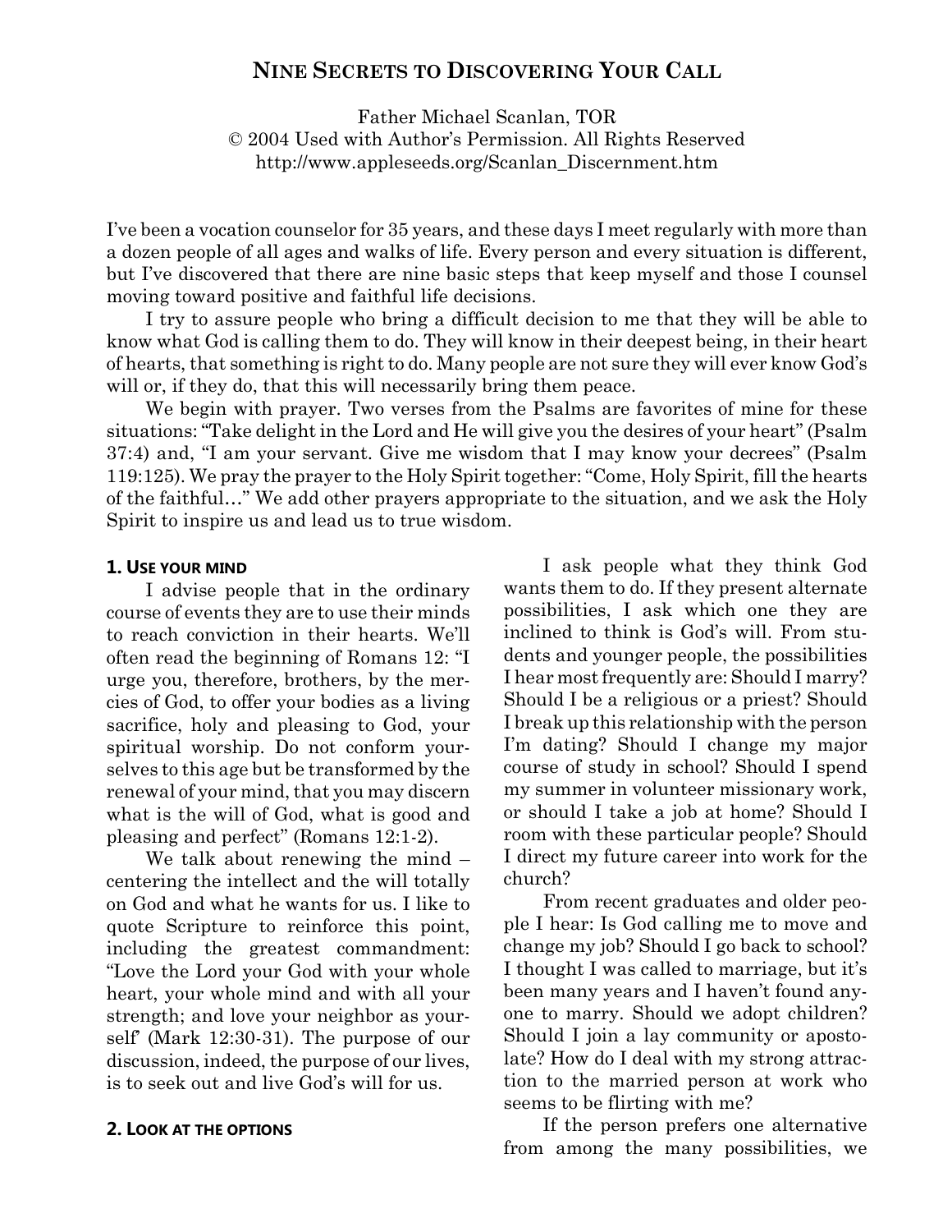# Nine Secrets to Discovering Your Call

Father Michael Scanlan, TOR
© 2004 Used with Author's Permission. All Rights Reserved
http://www.appleseeds.org/Scanlan_Discernment.htm

I've been a vocation counselor for 35 years, and these days I meet regularly with more than a dozen people of all ages and walks of life. Every person and every situation is different, but I've discovered that there are nine basic steps that keep myself and those I counsel moving toward positive and faithful life decisions.

I try to assure people who bring a difficult decision to me that they will be able to know what God is calling them to do. They will know in their deepest being, in their heart of hearts, that something is right to do. Many people are not sure they will ever know God's will or, if they do, that this will necessarily bring them peace.

We begin with prayer. Two verses from the Psalms are favorites of mine for these situations: "Take delight in the Lord and He will give you the desires of your heart" (Psalm 37:4) and, "I am your servant. Give me wisdom that I may know your decrees" (Psalm 119:125). We pray the prayer to the Holy Spirit together: "Come, Holy Spirit, fill the hearts of the faithful…" We add other prayers appropriate to the situation, and we ask the Holy Spirit to inspire us and lead us to true wisdom.

## 1. Use your mind

I advise people that in the ordinary course of events they are to use their minds to reach conviction in their hearts. We'll often read the beginning of Romans 12: "I urge you, therefore, brothers, by the mercies of God, to offer your bodies as a living sacrifice, holy and pleasing to God, your spiritual worship. Do not conform yourselves to this age but be transformed by the renewal of your mind, that you may discern what is the will of God, what is good and pleasing and perfect" (Romans 12:1-2).

We talk about renewing the mind – centering the intellect and the will totally on God and what he wants for us. I like to quote Scripture to reinforce this point, including the greatest commandment: "Love the Lord your God with your whole heart, your whole mind and with all your strength; and love your neighbor as yourself" (Mark 12:30-31). The purpose of our discussion, indeed, the purpose of our lives, is to seek out and live God's will for us.

## 2. Look at the options

I ask people what they think God wants them to do. If they present alternate possibilities, I ask which one they are inclined to think is God's will. From students and younger people, the possibilities I hear most frequently are: Should I marry? Should I be a religious or a priest? Should I break up this relationship with the person I'm dating? Should I change my major course of study in school? Should I spend my summer in volunteer missionary work, or should I take a job at home? Should I room with these particular people? Should I direct my future career into work for the church?

From recent graduates and older people I hear: Is God calling me to move and change my job? Should I go back to school? I thought I was called to marriage, but it's been many years and I haven't found anyone to marry. Should we adopt children? Should I join a lay community or apostolate? How do I deal with my strong attraction to the married person at work who seems to be flirting with me?

If the person prefers one alternative from among the many possibilities, we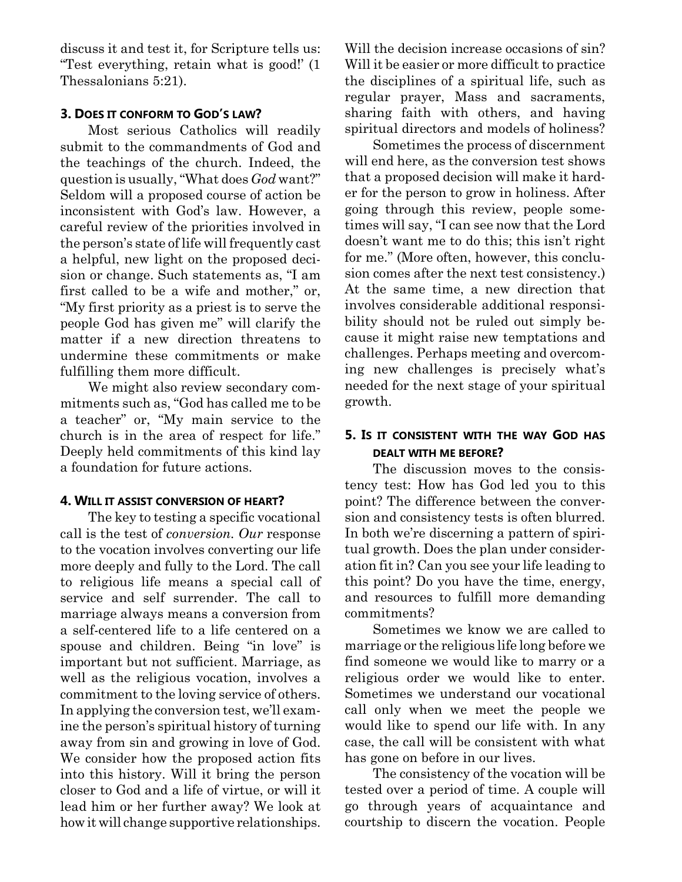discuss it and test it, for Scripture tells us: "Test everything, retain what is good!' (1 Thessalonians 5:21).

### 3. Does it conform to God's law?

Most serious Catholics will readily submit to the commandments of God and the teachings of the church. Indeed, the question is usually, "What does *God* want?" Seldom will a proposed course of action be inconsistent with God's law. However, a careful review of the priorities involved in the person's state of life will frequently cast a helpful, new light on the proposed decision or change. Such statements as, "I am first called to be a wife and mother," or, "My first priority as a priest is to serve the people God has given me" will clarify the matter if a new direction threatens to undermine these commitments or make fulfilling them more difficult.

We might also review secondary commitments such as, "God has called me to be a teacher" or, "My main service to the church is in the area of respect for life." Deeply held commitments of this kind lay a foundation for future actions.

### 4. Will it assist conversion of heart?

The key to testing a specific vocational call is the test of *conversion*. *Our* response to the vocation involves converting our life more deeply and fully to the Lord. The call to religious life means a special call of service and self surrender. The call to marriage always means a conversion from a self-centered life to a life centered on a spouse and children. Being "in love" is important but not sufficient. Marriage, as well as the religious vocation, involves a commitment to the loving service of others. In applying the conversion test, we'll examine the person's spiritual history of turning away from sin and growing in love of God. We consider how the proposed action fits into this history. Will it bring the person closer to God and a life of virtue, or will it lead him or her further away? We look at how it will change supportive relationships. Will the decision increase occasions of sin? Will it be easier or more difficult to practice the disciplines of a spiritual life, such as regular prayer, Mass and sacraments, sharing faith with others, and having spiritual directors and models of holiness?

Sometimes the process of discernment will end here, as the conversion test shows that a proposed decision will make it harder for the person to grow in holiness. After going through this review, people sometimes will say, "I can see now that the Lord doesn't want me to do this; this isn't right for me." (More often, however, this conclusion comes after the next test consistency.) At the same time, a new direction that involves considerable additional responsibility should not be ruled out simply because it might raise new temptations and challenges. Perhaps meeting and overcoming new challenges is precisely what's needed for the next stage of your spiritual growth.

### 5. Is it consistent with the way God has dealt with me before?

The discussion moves to the consistency test: How has God led you to this point? The difference between the conversion and consistency tests is often blurred. In both we're discerning a pattern of spiritual growth. Does the plan under consideration fit in? Can you see your life leading to this point? Do you have the time, energy, and resources to fulfill more demanding commitments?

Sometimes we know we are called to marriage or the religious life long before we find someone we would like to marry or a religious order we would like to enter. Sometimes we understand our vocational call only when we meet the people we would like to spend our life with. In any case, the call will be consistent with what has gone on before in our lives.

The consistency of the vocation will be tested over a period of time. A couple will go through years of acquaintance and courtship to discern the vocation. People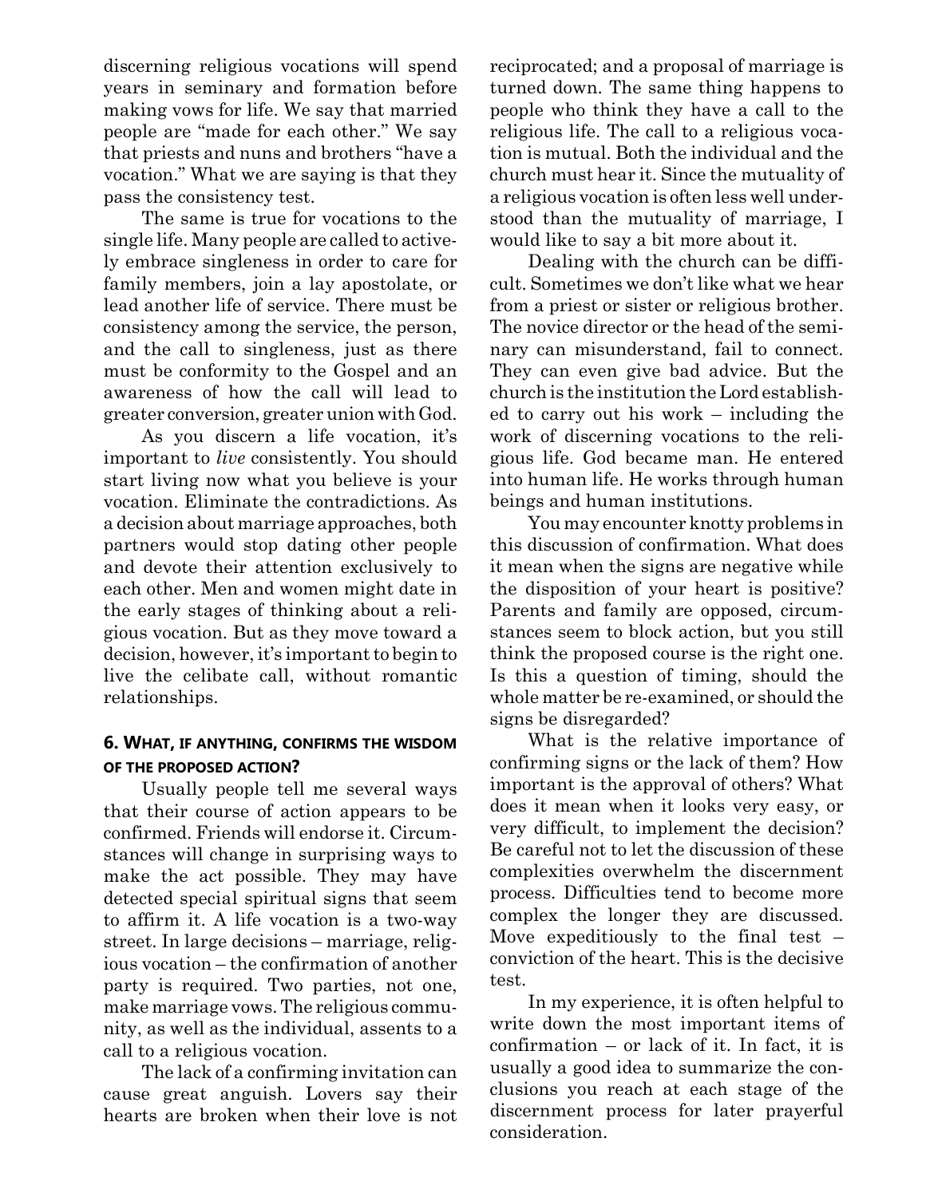discerning religious vocations will spend years in seminary and formation before making vows for life. We say that married people are "made for each other." We say that priests and nuns and brothers "have a vocation." What we are saying is that they pass the consistency test.

The same is true for vocations to the single life. Many people are called to actively embrace singleness in order to care for family members, join a lay apostolate, or lead another life of service. There must be consistency among the service, the person, and the call to singleness, just as there must be conformity to the Gospel and an awareness of how the call will lead to greater conversion, greater union with God.

As you discern a life vocation, it's important to *live* consistently. You should start living now what you believe is your vocation. Eliminate the contradictions. As a decision about marriage approaches, both partners would stop dating other people and devote their attention exclusively to each other. Men and women might date in the early stages of thinking about a religious vocation. But as they move toward a decision, however, it's important to begin to live the celibate call, without romantic relationships.

## 6. What, if anything, confirms the wisdom of the proposed action?

Usually people tell me several ways that their course of action appears to be confirmed. Friends will endorse it. Circumstances will change in surprising ways to make the act possible. They may have detected special spiritual signs that seem to affirm it. A life vocation is a two-way street. In large decisions – marriage, religious vocation – the confirmation of another party is required. Two parties, not one, make marriage vows. The religious community, as well as the individual, assents to a call to a religious vocation.

The lack of a confirming invitation can cause great anguish. Lovers say their hearts are broken when their love is not reciprocated; and a proposal of marriage is turned down. The same thing happens to people who think they have a call to the religious life. The call to a religious vocation is mutual. Both the individual and the church must hear it. Since the mutuality of a religious vocation is often less well understood than the mutuality of marriage, I would like to say a bit more about it.

Dealing with the church can be difficult. Sometimes we don't like what we hear from a priest or sister or religious brother. The novice director or the head of the seminary can misunderstand, fail to connect. They can even give bad advice. But the church is the institution the Lord established to carry out his work – including the work of discerning vocations to the religious life. God became man. He entered into human life. He works through human beings and human institutions.

You may encounter knotty problems in this discussion of confirmation. What does it mean when the signs are negative while the disposition of your heart is positive? Parents and family are opposed, circumstances seem to block action, but you still think the proposed course is the right one. Is this a question of timing, should the whole matter be re-examined, or should the signs be disregarded?

What is the relative importance of confirming signs or the lack of them? How important is the approval of others? What does it mean when it looks very easy, or very difficult, to implement the decision? Be careful not to let the discussion of these complexities overwhelm the discernment process. Difficulties tend to become more complex the longer they are discussed. Move expeditiously to the final test – conviction of the heart. This is the decisive test.

In my experience, it is often helpful to write down the most important items of confirmation – or lack of it. In fact, it is usually a good idea to summarize the conclusions you reach at each stage of the discernment process for later prayerful consideration.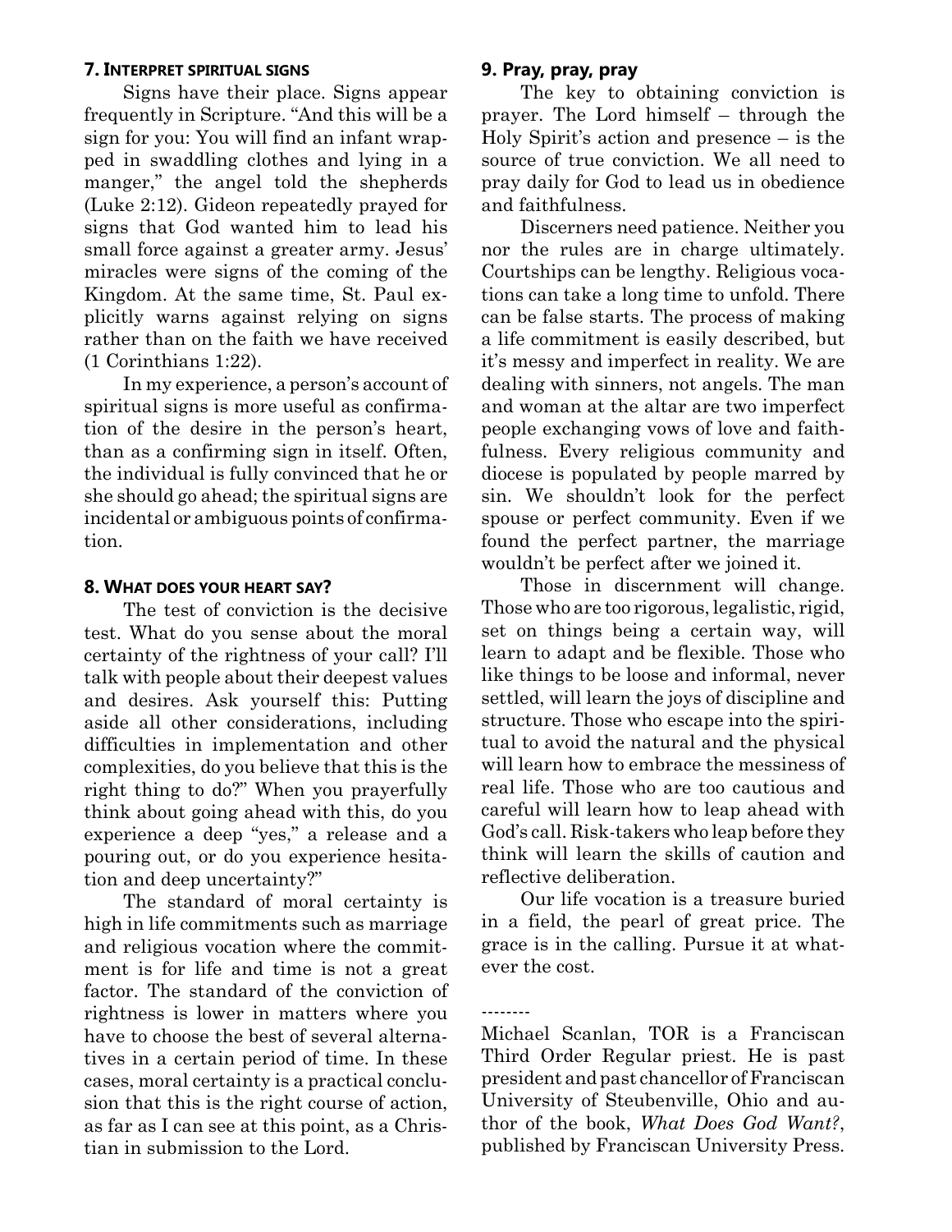### 7. Interpret spiritual signs

Signs have their place. Signs appear frequently in Scripture. "And this will be a sign for you: You will find an infant wrapped in swaddling clothes and lying in a manger," the angel told the shepherds (Luke 2:12). Gideon repeatedly prayed for signs that God wanted him to lead his small force against a greater army. Jesus' miracles were signs of the coming of the Kingdom. At the same time, St. Paul explicitly warns against relying on signs rather than on the faith we have received (1 Corinthians 1:22).

In my experience, a person's account of spiritual signs is more useful as confirmation of the desire in the person's heart, than as a confirming sign in itself. Often, the individual is fully convinced that he or she should go ahead; the spiritual signs are incidental or ambiguous points of confirmation.

### 8. What does your heart say?

The test of conviction is the decisive test. What do you sense about the moral certainty of the rightness of your call? I'll talk with people about their deepest values and desires. Ask yourself this: Putting aside all other considerations, including difficulties in implementation and other complexities, do you believe that this is the right thing to do?" When you prayerfully think about going ahead with this, do you experience a deep "yes," a release and a pouring out, or do you experience hesitation and deep uncertainty?"

The standard of moral certainty is high in life commitments such as marriage and religious vocation where the commitment is for life and time is not a great factor. The standard of the conviction of rightness is lower in matters where you have to choose the best of several alternatives in a certain period of time. In these cases, moral certainty is a practical conclusion that this is the right course of action, as far as I can see at this point, as a Christian in submission to the Lord.

### 9. Pray, pray, pray

The key to obtaining conviction is prayer. The Lord himself – through the Holy Spirit's action and presence – is the source of true conviction. We all need to pray daily for God to lead us in obedience and faithfulness.

Discerners need patience. Neither you nor the rules are in charge ultimately. Courtships can be lengthy. Religious vocations can take a long time to unfold. There can be false starts. The process of making a life commitment is easily described, but it's messy and imperfect in reality. We are dealing with sinners, not angels. The man and woman at the altar are two imperfect people exchanging vows of love and faithfulness. Every religious community and diocese is populated by people marred by sin. We shouldn't look for the perfect spouse or perfect community. Even if we found the perfect partner, the marriage wouldn't be perfect after we joined it.

Those in discernment will change. Those who are too rigorous, legalistic, rigid, set on things being a certain way, will learn to adapt and be flexible. Those who like things to be loose and informal, never settled, will learn the joys of discipline and structure. Those who escape into the spiritual to avoid the natural and the physical will learn how to embrace the messiness of real life. Those who are too cautious and careful will learn how to leap ahead with God's call. Risk-takers who leap before they think will learn the skills of caution and reflective deliberation.

Our life vocation is a treasure buried in a field, the pearl of great price. The grace is in the calling. Pursue it at whatever the cost.

--------

Michael Scanlan, TOR is a Franciscan Third Order Regular priest. He is past president and past chancellor of Franciscan University of Steubenville, Ohio and author of the book, *What Does God Want?*, published by Franciscan University Press.